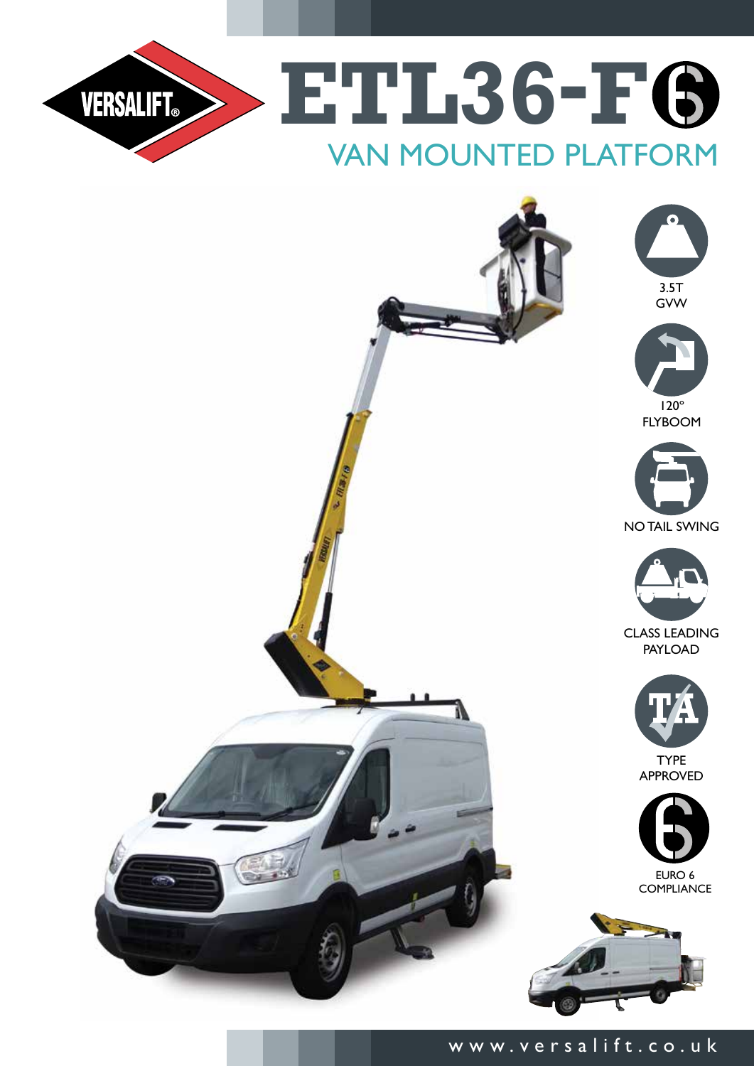# VERSALIFT ETL36-F6

## VAN MOUNTED PLATFORM

3.5T GVW

120° FLYBOOM

NO TAIL SWING

CLASS LEADING PAYLOAD

TYPE APPROVED

EURO 6 COMPLIANCE

www.versalift.co.uk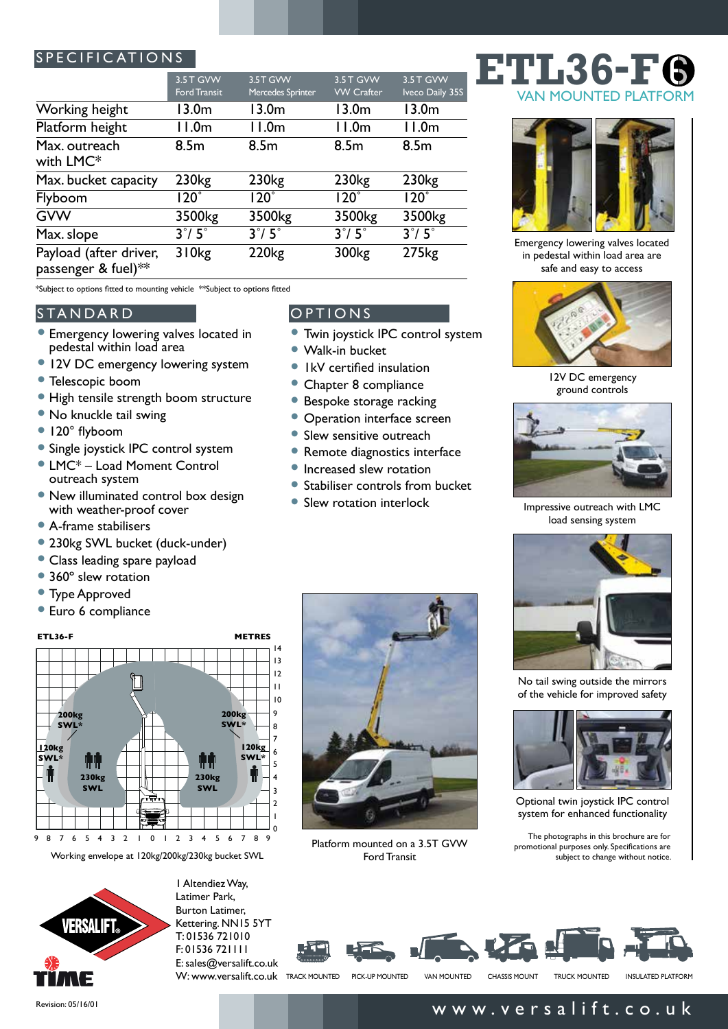# ETL36-F 6

## VAN MOUNTED PLATFORM

## SPECIFICATIONS

| | 3.5 T GVW Ford Transit | 3.5T GVW Mercedes Sprinter | 3.5 T GVW VW Crafter | 3.5 T GVW Iveco Daily 35S |
|---|---|---|---|---|
| Working height | 13.0m | 13.0m | 13.0m | 13.0m |
| Platform height | 11.0m | 11.0m | 11.0m | 11.0m |
| Max. outreach with LMC* | 8.5m | 8.5m | 8.5m | 8.5m |
| Max. bucket capacity | 230kg | 230kg | 230kg | 230kg |
| Flyboom | 120˚ | 120˚ | 120˚ | 120˚ |
| GVW | 3500kg | 3500kg | 3500kg | 3500kg |
| Max. slope | 3˚/ 5˚ | 3˚/ 5˚ | 3˚/ 5˚ | 3˚/ 5˚ |
| Payload (after driver, passenger & fuel)** | 310kg | 220kg | 300kg | 275kg |

*Subject to options fitted to mounting vehicle **Subject to options fitted

## STANDARD

- Emergency lowering valves located in pedestal within load area
- 12V DC emergency lowering system
- Telescopic boom
- High tensile strength boom structure
- No knuckle tail swing
- 120° flyboom
- Single joystick IPC control system
- LMC* – Load Moment Control outreach system
- New illuminated control box design with weather-proof cover
- A-frame stabilisers
- 230kg SWL bucket (duck-under)
- Class leading spare payload
- 360° slew rotation
- Type Approved
- Euro 6 compliance

## OPTIONS

- Twin joystick IPC control system
- Walk-in bucket
- 1kV certified insulation
- Chapter 8 compliance
- Bespoke storage racking
- Operation interface screen
- Slew sensitive outreach
- Remote diagnostics interface
- Increased slew rotation
- Stabiliser controls from bucket
- Slew rotation interlock

ETL36-F

METRES

200kg SWL*

200kg SWL*

120kg SWL*

120kg SWL*

230kg SWL

230kg SWL

14 13 12 11 10 9 8 7 6 5 4 3 2 1 0

9 8 7 6 5 4 3 2 1 0 1 2 3 4 5 6 7 8 9

Working envelope at 120kg/200kg/230kg bucket SWL

Platform mounted on a 3.5T GVW Ford Transit

Emergency lowering valves located in pedestal within load area are safe and easy to access

12V DC emergency ground controls

Impressive outreach with LMC load sensing system

No tail swing outside the mirrors of the vehicle for improved safety

Optional twin joystick IPC control system for enhanced functionality

The photographs in this brochure are for promotional purposes only. Specifications are subject to change without notice.

VERSALIFT®

TIME

1 Altendiez Way,
Latimer Park,
Burton Latimer,
Kettering. NN15 5YT
T: 01536 721010
F: 01536 721111
E: sales@versalift.co.uk
W: www.versalift.co.uk

TRACK MOUNTED | PICK-UP MOUNTED | VAN MOUNTED | CHASSIS MOUNT | TRUCK MOUNTED | INSULATED PLATFORM

Revision: 05/16/01

www.versalift.co.uk